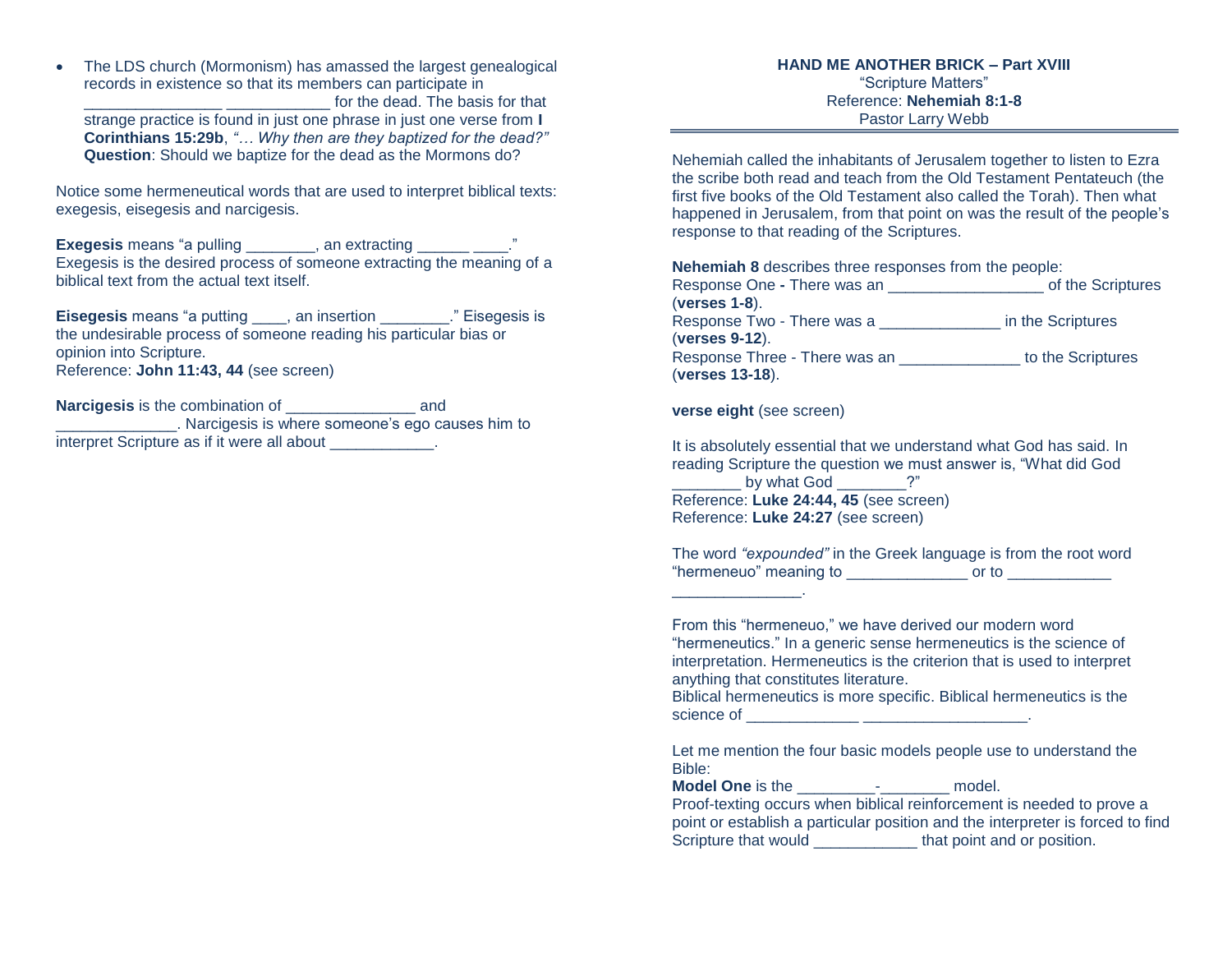## HAND ME ANOTHER BRICK – Part XVIII

"Scripture Matters"
Reference: **Nehemiah 8:1-8**
Pastor Larry Webb

---

Nehemiah called the inhabitants of Jerusalem together to listen to Ezra the scribe both read and teach from the Old Testament Pentateuch (the first five books of the Old Testament also called the Torah). Then what happened in Jerusalem, from that point on was the result of the people's response to that reading of the Scriptures.

**Nehemiah 8** describes three responses from the people:
Response One **-** There was an __________________ of the Scriptures (**verses 1-8**).
Response Two - There was a ______________ in the Scriptures (**verses 9-12**).
Response Three - There was an ______________ to the Scriptures (**verses 13-18**).

**verse eight** (see screen)

It is absolutely essential that we understand what God has said. In reading Scripture the question we must answer is, "What did God ________ by what God ________?"
Reference: **Luke 24:44, 45** (see screen)
Reference: **Luke 24:27** (see screen)

The word *"expounded"* in the Greek language is from the root word "hermeneuo" meaning to ______________ or to ____________ _______________.

From this "hermeneuo," we have derived our modern word "hermeneutics." In a generic sense hermeneutics is the science of interpretation. Hermeneutics is the criterion that is used to interpret anything that constitutes literature.
Biblical hermeneutics is more specific. Biblical hermeneutics is the science of _____________ ___________________.

Let me mention the four basic models people use to understand the Bible:
**Model One** is the _________-________ model.
Proof-texting occurs when biblical reinforcement is needed to prove a point or establish a particular position and the interpreter is forced to find Scripture that would ____________ that point and or position.

- The LDS church (Mormonism) has amassed the largest genealogical records in existence so that its members can participate in ________________ ____________ for the dead. The basis for that strange practice is found in just one phrase in just one verse from **I Corinthians 15:29b**, *"… Why then are they baptized for the dead?"* **Question**: Should we baptize for the dead as the Mormons do?

Notice some hermeneutical words that are used to interpret biblical texts: exegesis, eisegesis and narcigesis.

**Exegesis** means "a pulling ________, an extracting ______ ____."
Exegesis is the desired process of someone extracting the meaning of a biblical text from the actual text itself.

**Eisegesis** means "a putting ____, an insertion ________." Eisegesis is the undesirable process of someone reading his particular bias or opinion into Scripture.
Reference: **John 11:43, 44** (see screen)

**Narcigesis** is the combination of _______________ and ______________. Narcigesis is where someone's ego causes him to interpret Scripture as if it were all about ____________.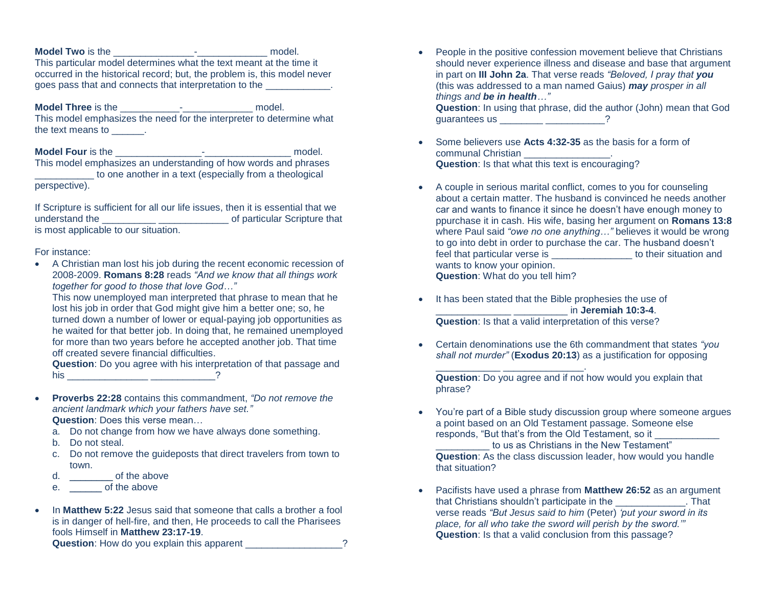**Model Two** is the _______________-_____________ model.
This particular model determines what the text meant at the time it occurred in the historical record; but, the problem is, this model never goes pass that and connects that interpretation to the ____________.

**Model Three** is the ___________-_____________ model.
This model emphasizes the need for the interpreter to determine what the text means to ______.

**Model Four** is the ________________-________________ model.
This model emphasizes an understanding of how words and phrases ___________ to one another in a text (especially from a theological perspective).

If Scripture is sufficient for all our life issues, then it is essential that we understand the __________ _____________ of particular Scripture that is most applicable to our situation.

For instance:

- A Christian man lost his job during the recent economic recession of 2008-2009. **Romans 8:28** reads *"And we know that all things work together for good to those that love God…"*
  This now unemployed man interpreted that phrase to mean that he lost his job in order that God might give him a better one; so, he turned down a number of lower or equal-paying job opportunities as he waited for that better job. In doing that, he remained unemployed for more than two years before he accepted another job. That time off created severe financial difficulties.
  **Question**: Do you agree with his interpretation of that passage and his _______________ ____________?

- **Proverbs 22:28** contains this commandment, *"Do not remove the ancient landmark which your fathers have set."*
  **Question**: Does this verse mean…
  a. Do not change from how we have always done something.
  b. Do not steal.
  c. Do not remove the guideposts that direct travelers from town to town.
  d. ________ of the above
  e. ______ of the above

- In **Matthew 5:22** Jesus said that someone that calls a brother a fool is in danger of hell-fire, and then, He proceeds to call the Pharisees fools Himself in **Matthew 23:17-19**.
  **Question**: How do you explain this apparent __________________?

- People in the positive confession movement believe that Christians should never experience illness and disease and base that argument in part on **III John 2a**. That verse reads *"Beloved, I pray that **you*** (this was addressed to a man named Gaius) ***may** prosper in all things and **be in health**…"*
  **Question**: In using that phrase, did the author (John) mean that God guarantees us ________ ___________?

- Some believers use **Acts 4:32-35** as the basis for a form of communal Christian ________________.
  **Question**: Is that what this text is encouraging?

- A couple in serious marital conflict, comes to you for counseling about a certain matter. The husband is convinced he needs another car and wants to finance it since he doesn't have enough money to ppurchase it in cash. His wife, basing her argument on **Romans 13:8** where Paul said *"owe no one anything…"* believes it would be wrong to go into debt in order to purchase the car. The husband doesn't feel that particular verse is _______________ to their situation and wants to know your opinion.
  **Question**: What do you tell him?

- It has been stated that the Bible prophesies the use of ______________ __________ in **Jeremiah 10:3-4**.
  **Question**: Is that a valid interpretation of this verse?

- Certain denominations use the 6th commandment that states *"you shall not murder"* (**Exodus 20:13**) as a justification for opposing ____________ _______________.
  **Question**: Do you agree and if not how would you explain that phrase?

- You're part of a Bible study discussion group where someone argues a point based on an Old Testament passage. Someone else responds, "But that's from the Old Testament, so it ____________ __________ to us as Christians in the New Testament"
  **Question**: As the class discussion leader, how would you handle that situation?

- Pacifists have used a phrase from **Matthew 26:52** as an argument that Christians shouldn't participate in the _____________. That verse reads *"But Jesus said to him* (Peter) *'put your sword in its place, for all who take the sword will perish by the sword.'"*
  **Question**: Is that a valid conclusion from this passage?